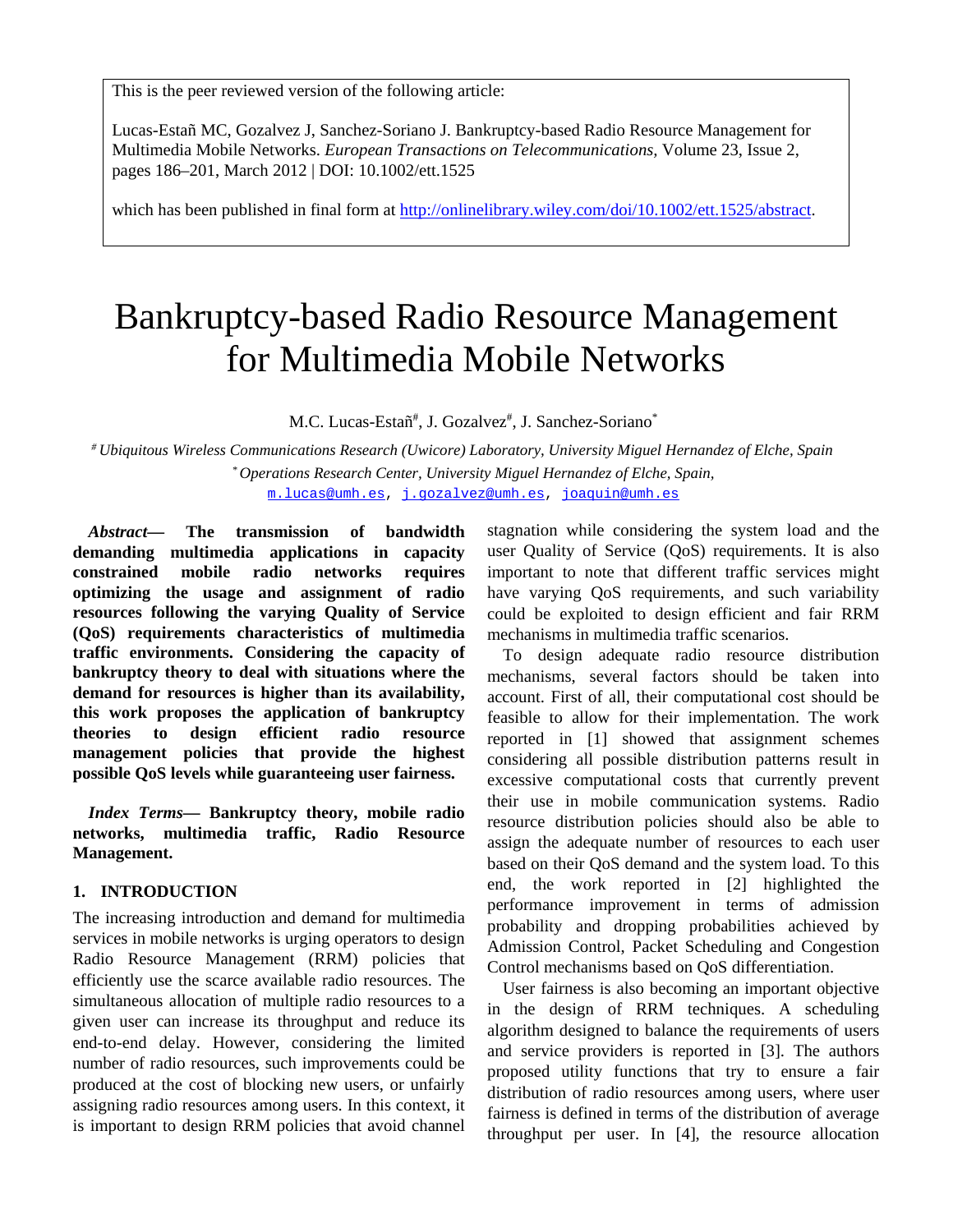This is the peer reviewed version of the following article:

Lucas-Estañ MC, Gozalvez J, Sanchez-Soriano J. Bankruptcy-based Radio Resource Management for Multimedia Mobile Networks. *European Transactions on Telecommunications*, Volume 23, Issue 2, pages 186–201, March 2012 | DOI: 10.1002/ett.1525

which has been published in final form at http://onlinelibrary.wiley.com/doi/10.1002/ett.1525/abstract.

# Bankruptcy-based Radio Resource Management for Multimedia Mobile Networks

M.C. Lucas-Estañ[#], J. Gozalvez[#], J. Sanchez-Soriano[*]

[#] *Ubiquitous Wireless Communications Research (Uwicore) Laboratory, University Miguel Hernandez of Elche, Spain*

[*] *Operations Research Center, University Miguel Hernandez of Elche, Spain,*

m.lucas@umh.es, j.gozalvez@umh.es, joaquin@umh.es

***Abstract*— The transmission of bandwidth demanding multimedia applications in capacity constrained mobile radio networks requires optimizing the usage and assignment of radio resources following the varying Quality of Service (QoS) requirements characteristics of multimedia traffic environments. Considering the capacity of bankruptcy theory to deal with situations where the demand for resources is higher than its availability, this work proposes the application of bankruptcy theories to design efficient radio resource management policies that provide the highest possible QoS levels while guaranteeing user fairness.**

***Index Terms*— Bankruptcy theory, mobile radio networks, multimedia traffic, Radio Resource Management.**

## 1. INTRODUCTION

The increasing introduction and demand for multimedia services in mobile networks is urging operators to design Radio Resource Management (RRM) policies that efficiently use the scarce available radio resources. The simultaneous allocation of multiple radio resources to a given user can increase its throughput and reduce its end-to-end delay. However, considering the limited number of radio resources, such improvements could be produced at the cost of blocking new users, or unfairly assigning radio resources among users. In this context, it is important to design RRM policies that avoid channel stagnation while considering the system load and the user Quality of Service (QoS) requirements. It is also important to note that different traffic services might have varying QoS requirements, and such variability could be exploited to design efficient and fair RRM mechanisms in multimedia traffic scenarios.

To design adequate radio resource distribution mechanisms, several factors should be taken into account. First of all, their computational cost should be feasible to allow for their implementation. The work reported in [1] showed that assignment schemes considering all possible distribution patterns result in excessive computational costs that currently prevent their use in mobile communication systems. Radio resource distribution policies should also be able to assign the adequate number of resources to each user based on their QoS demand and the system load. To this end, the work reported in [2] highlighted the performance improvement in terms of admission probability and dropping probabilities achieved by Admission Control, Packet Scheduling and Congestion Control mechanisms based on QoS differentiation.

User fairness is also becoming an important objective in the design of RRM techniques. A scheduling algorithm designed to balance the requirements of users and service providers is reported in [3]. The authors proposed utility functions that try to ensure a fair distribution of radio resources among users, where user fairness is defined in terms of the distribution of average throughput per user. In [4], the resource allocation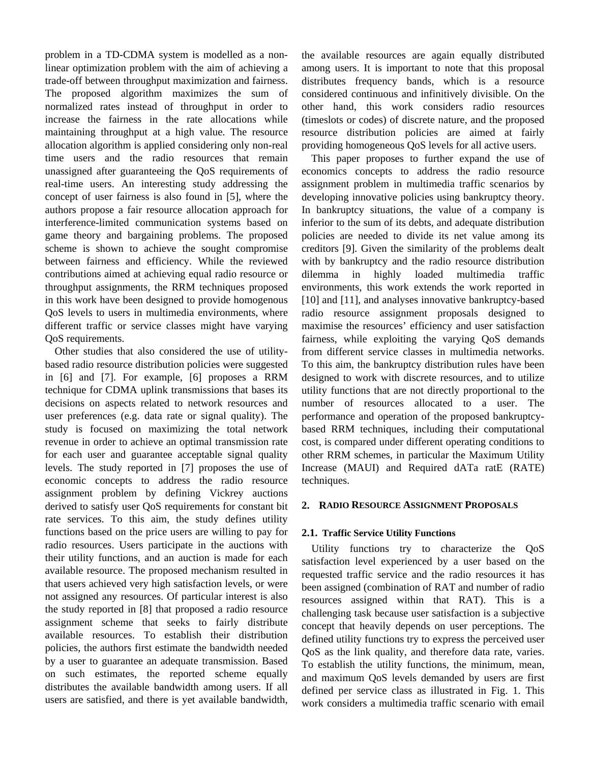problem in a TD-CDMA system is modelled as a non-linear optimization problem with the aim of achieving a trade-off between throughput maximization and fairness. The proposed algorithm maximizes the sum of normalized rates instead of throughput in order to increase the fairness in the rate allocations while maintaining throughput at a high value. The resource allocation algorithm is applied considering only non-real time users and the radio resources that remain unassigned after guaranteeing the QoS requirements of real-time users. An interesting study addressing the concept of user fairness is also found in [5], where the authors propose a fair resource allocation approach for interference-limited communication systems based on game theory and bargaining problems. The proposed scheme is shown to achieve the sought compromise between fairness and efficiency. While the reviewed contributions aimed at achieving equal radio resource or throughput assignments, the RRM techniques proposed in this work have been designed to provide homogenous QoS levels to users in multimedia environments, where different traffic or service classes might have varying QoS requirements.

Other studies that also considered the use of utility-based radio resource distribution policies were suggested in [6] and [7]. For example, [6] proposes a RRM technique for CDMA uplink transmissions that bases its decisions on aspects related to network resources and user preferences (e.g. data rate or signal quality). The study is focused on maximizing the total network revenue in order to achieve an optimal transmission rate for each user and guarantee acceptable signal quality levels. The study reported in [7] proposes the use of economic concepts to address the radio resource assignment problem by defining Vickrey auctions derived to satisfy user QoS requirements for constant bit rate services. To this aim, the study defines utility functions based on the price users are willing to pay for radio resources. Users participate in the auctions with their utility functions, and an auction is made for each available resource. The proposed mechanism resulted in that users achieved very high satisfaction levels, or were not assigned any resources. Of particular interest is also the study reported in [8] that proposed a radio resource assignment scheme that seeks to fairly distribute available resources. To establish their distribution policies, the authors first estimate the bandwidth needed by a user to guarantee an adequate transmission. Based on such estimates, the reported scheme equally distributes the available bandwidth among users. If all users are satisfied, and there is yet available bandwidth, the available resources are again equally distributed among users. It is important to note that this proposal distributes frequency bands, which is a resource considered continuous and infinitively divisible. On the other hand, this work considers radio resources (timeslots or codes) of discrete nature, and the proposed resource distribution policies are aimed at fairly providing homogeneous QoS levels for all active users.

This paper proposes to further expand the use of economics concepts to address the radio resource assignment problem in multimedia traffic scenarios by developing innovative policies using bankruptcy theory. In bankruptcy situations, the value of a company is inferior to the sum of its debts, and adequate distribution policies are needed to divide its net value among its creditors [9]. Given the similarity of the problems dealt with by bankruptcy and the radio resource distribution dilemma in highly loaded multimedia traffic environments, this work extends the work reported in [10] and [11], and analyses innovative bankruptcy-based radio resource assignment proposals designed to maximise the resources' efficiency and user satisfaction fairness, while exploiting the varying QoS demands from different service classes in multimedia networks. To this aim, the bankruptcy distribution rules have been designed to work with discrete resources, and to utilize utility functions that are not directly proportional to the number of resources allocated to a user. The performance and operation of the proposed bankruptcy-based RRM techniques, including their computational cost, is compared under different operating conditions to other RRM schemes, in particular the Maximum Utility Increase (MAUI) and Required dATa ratE (RATE) techniques.

## 2. RADIO RESOURCE ASSIGNMENT PROPOSALS

### 2.1. Traffic Service Utility Functions

Utility functions try to characterize the QoS satisfaction level experienced by a user based on the requested traffic service and the radio resources it has been assigned (combination of RAT and number of radio resources assigned within that RAT). This is a challenging task because user satisfaction is a subjective concept that heavily depends on user perceptions. The defined utility functions try to express the perceived user QoS as the link quality, and therefore data rate, varies. To establish the utility functions, the minimum, mean, and maximum QoS levels demanded by users are first defined per service class as illustrated in Fig. 1. This work considers a multimedia traffic scenario with email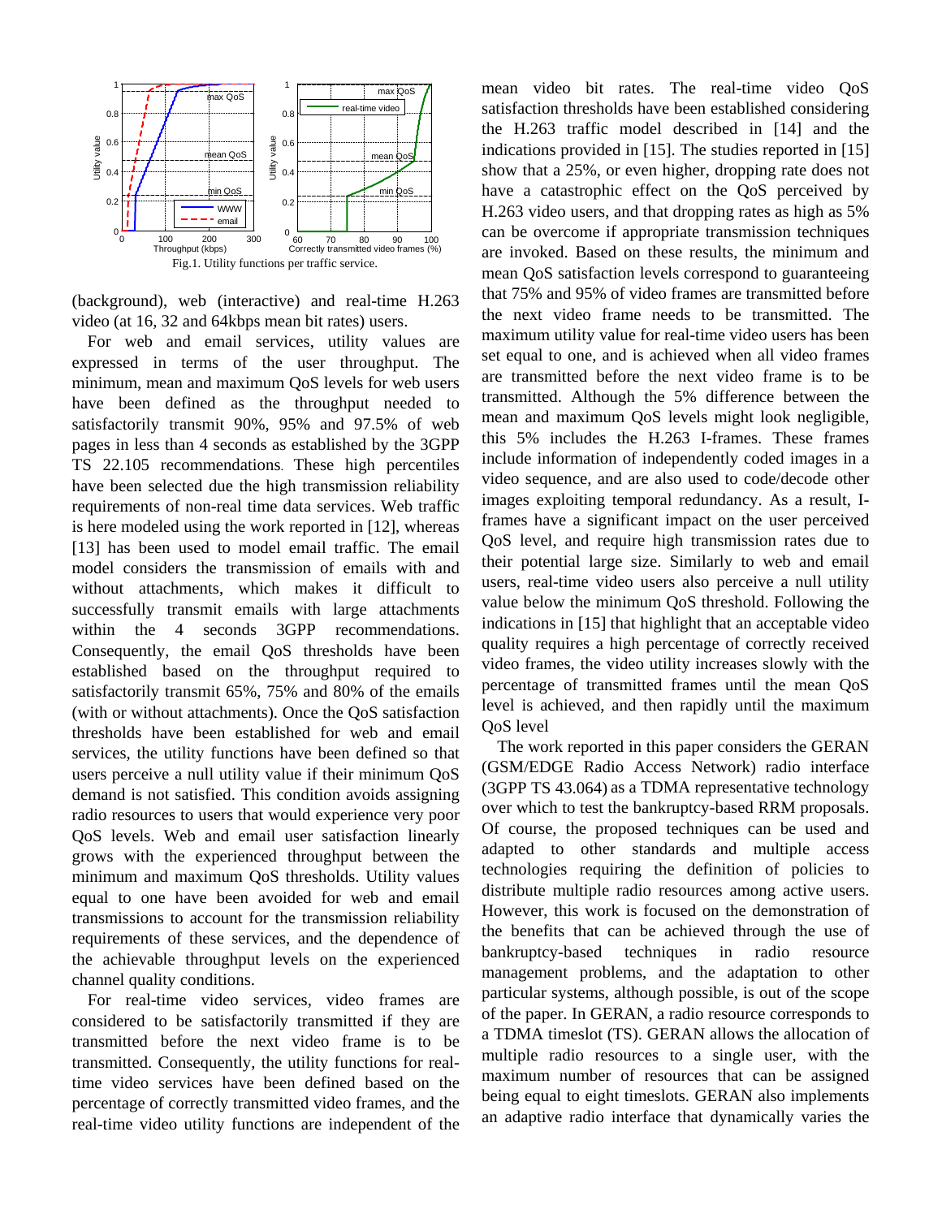Fig.1. Utility functions per traffic service.

(background), web (interactive) and real-time H.263 video (at 16, 32 and 64kbps mean bit rates) users.

For web and email services, utility values are expressed in terms of the user throughput. The minimum, mean and maximum QoS levels for web users have been defined as the throughput needed to satisfactorily transmit 90%, 95% and 97.5% of web pages in less than 4 seconds as established by the 3GPP TS 22.105 recommendations. These high percentiles have been selected due the high transmission reliability requirements of non-real time data services. Web traffic is here modeled using the work reported in [12], whereas [13] has been used to model email traffic. The email model considers the transmission of emails with and without attachments, which makes it difficult to successfully transmit emails with large attachments within the 4 seconds 3GPP recommendations. Consequently, the email QoS thresholds have been established based on the throughput required to satisfactorily transmit 65%, 75% and 80% of the emails (with or without attachments). Once the QoS satisfaction thresholds have been established for web and email services, the utility functions have been defined so that users perceive a null utility value if their minimum QoS demand is not satisfied. This condition avoids assigning radio resources to users that would experience very poor QoS levels. Web and email user satisfaction linearly grows with the experienced throughput between the minimum and maximum QoS thresholds. Utility values equal to one have been avoided for web and email transmissions to account for the transmission reliability requirements of these services, and the dependence of the achievable throughput levels on the experienced channel quality conditions.

For real-time video services, video frames are considered to be satisfactorily transmitted if they are transmitted before the next video frame is to be transmitted. Consequently, the utility functions for real-time video services have been defined based on the percentage of correctly transmitted video frames, and the real-time video utility functions are independent of the mean video bit rates. The real-time video QoS satisfaction thresholds have been established considering the H.263 traffic model described in [14] and the indications provided in [15]. The studies reported in [15] show that a 25%, or even higher, dropping rate does not have a catastrophic effect on the QoS perceived by H.263 video users, and that dropping rates as high as 5% can be overcome if appropriate transmission techniques are invoked. Based on these results, the minimum and mean QoS satisfaction levels correspond to guaranteeing that 75% and 95% of video frames are transmitted before the next video frame needs to be transmitted. The maximum utility value for real-time video users has been set equal to one, and is achieved when all video frames are transmitted before the next video frame is to be transmitted. Although the 5% difference between the mean and maximum QoS levels might look negligible, this 5% includes the H.263 I-frames. These frames include information of independently coded images in a video sequence, and are also used to code/decode other images exploiting temporal redundancy. As a result, I-frames have a significant impact on the user perceived QoS level, and require high transmission rates due to their potential large size. Similarly to web and email users, real-time video users also perceive a null utility value below the minimum QoS threshold. Following the indications in [15] that highlight that an acceptable video quality requires a high percentage of correctly received video frames, the video utility increases slowly with the percentage of transmitted frames until the mean QoS level is achieved, and then rapidly until the maximum QoS level

The work reported in this paper considers the GERAN (GSM/EDGE Radio Access Network) radio interface (3GPP TS 43.064) as a TDMA representative technology over which to test the bankruptcy-based RRM proposals. Of course, the proposed techniques can be used and adapted to other standards and multiple access technologies requiring the definition of policies to distribute multiple radio resources among active users. However, this work is focused on the demonstration of the benefits that can be achieved through the use of bankruptcy-based techniques in radio resource management problems, and the adaptation to other particular systems, although possible, is out of the scope of the paper. In GERAN, a radio resource corresponds to a TDMA timeslot (TS). GERAN allows the allocation of multiple radio resources to a single user, with the maximum number of resources that can be assigned being equal to eight timeslots. GERAN also implements an adaptive radio interface that dynamically varies the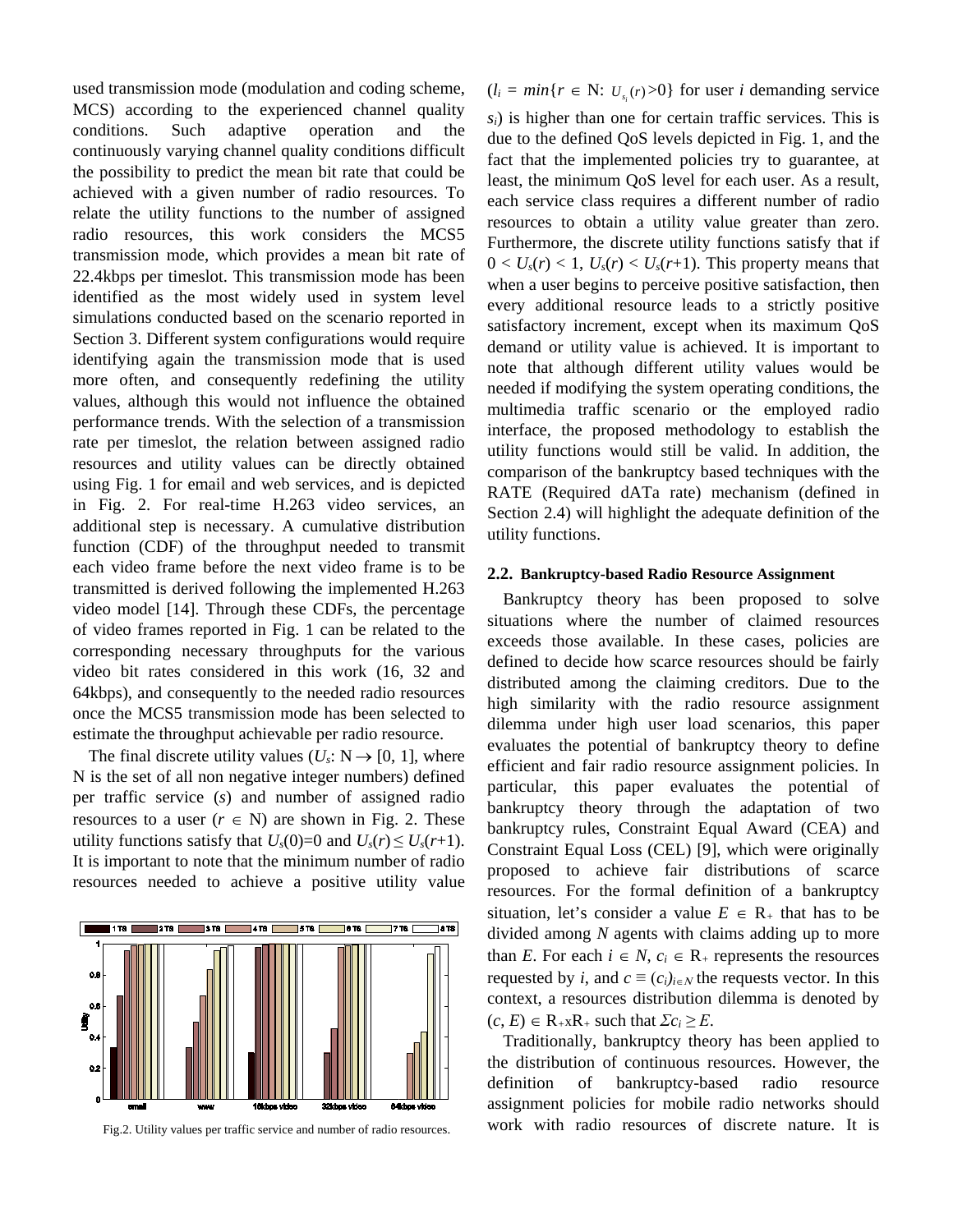used transmission mode (modulation and coding scheme, MCS) according to the experienced channel quality conditions. Such adaptive operation and the continuously varying channel quality conditions difficult the possibility to predict the mean bit rate that could be achieved with a given number of radio resources. To relate the utility functions to the number of assigned radio resources, this work considers the MCS5 transmission mode, which provides a mean bit rate of 22.4kbps per timeslot. This transmission mode has been identified as the most widely used in system level simulations conducted based on the scenario reported in Section 3. Different system configurations would require identifying again the transmission mode that is used more often, and consequently redefining the utility values, although this would not influence the obtained performance trends. With the selection of a transmission rate per timeslot, the relation between assigned radio resources and utility values can be directly obtained using Fig. 1 for email and web services, and is depicted in Fig. 2. For real-time H.263 video services, an additional step is necessary. A cumulative distribution function (CDF) of the throughput needed to transmit each video frame before the next video frame is to be transmitted is derived following the implemented H.263 video model [14]. Through these CDFs, the percentage of video frames reported in Fig. 1 can be related to the corresponding necessary throughputs for the various video bit rates considered in this work (16, 32 and 64kbps), and consequently to the needed radio resources once the MCS5 transmission mode has been selected to estimate the throughput achievable per radio resource.

The final discrete utility values ($U_s$: N $\rightarrow$ [0, 1], where N is the set of all non negative integer numbers) defined per traffic service ($s$) and number of assigned radio resources to a user ($r \in$ N) are shown in Fig. 2. These utility functions satisfy that $U_s(0)=0$ and $U_s(r) \leq U_s(r+1)$. It is important to note that the minimum number of radio resources needed to achieve a positive utility value

Fig.2. Utility values per traffic service and number of radio resources.

($l_i = min\{r \in$ N: $U_{s_i}(r) > 0\}$ for user $i$ demanding service $s_i$) is higher than one for certain traffic services. This is due to the defined QoS levels depicted in Fig. 1, and the fact that the implemented policies try to guarantee, at least, the minimum QoS level for each user. As a result, each service class requires a different number of radio resources to obtain a utility value greater than zero. Furthermore, the discrete utility functions satisfy that if $0 < U_s(r) < 1$, $U_s(r) < U_s(r+1)$. This property means that when a user begins to perceive positive satisfaction, then every additional resource leads to a strictly positive satisfactory increment, except when its maximum QoS demand or utility value is achieved. It is important to note that although different utility values would be needed if modifying the system operating conditions, the multimedia traffic scenario or the employed radio interface, the proposed methodology to establish the utility functions would still be valid. In addition, the comparison of the bankruptcy based techniques with the RATE (Required dATa rate) mechanism (defined in Section 2.4) will highlight the adequate definition of the utility functions.

### 2.2. Bankruptcy-based Radio Resource Assignment

Bankruptcy theory has been proposed to solve situations where the number of claimed resources exceeds those available. In these cases, policies are defined to decide how scarce resources should be fairly distributed among the claiming creditors. Due to the high similarity with the radio resource assignment dilemma under high user load scenarios, this paper evaluates the potential of bankruptcy theory to define efficient and fair radio resource assignment policies. In particular, this paper evaluates the potential of bankruptcy theory through the adaptation of two bankruptcy rules, Constraint Equal Award (CEA) and Constraint Equal Loss (CEL) [9], which were originally proposed to achieve fair distributions of scarce resources. For the formal definition of a bankruptcy situation, let's consider a value $E \in$ R$_+$ that has to be divided among $N$ agents with claims adding up to more than $E$. For each $i \in N$, $c_i \in$ R$_+$ represents the resources requested by $i$, and $c \equiv (c_i)_{i \in N}$ the requests vector. In this context, a resources distribution dilemma is denoted by $(c, E) \in$ R$_+$xR$_+$ such that $\Sigma c_i \geq E$.

Traditionally, bankruptcy theory has been applied to the distribution of continuous resources. However, the definition of bankruptcy-based radio resource assignment policies for mobile radio networks should work with radio resources of discrete nature. It is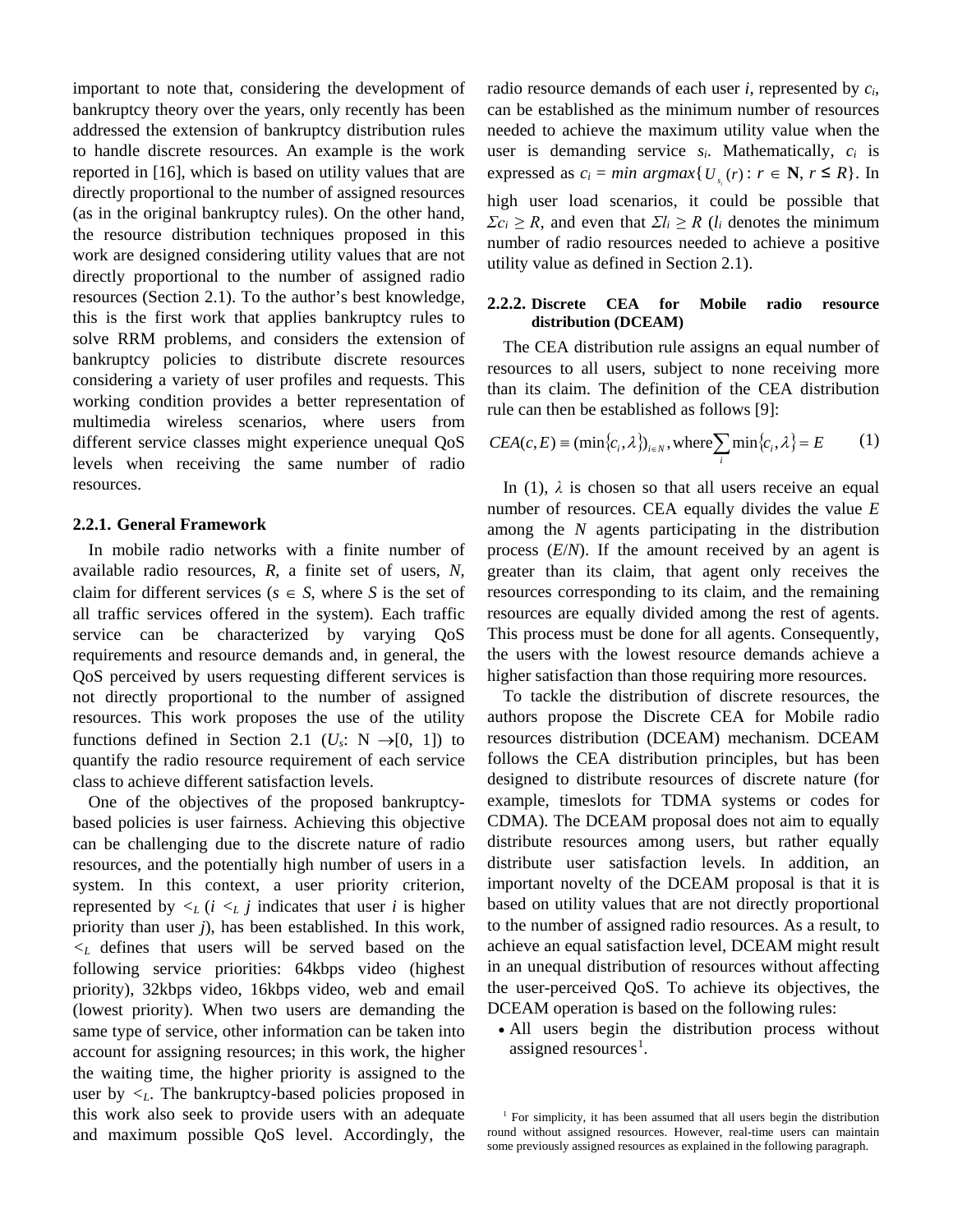important to note that, considering the development of bankruptcy theory over the years, only recently has been addressed the extension of bankruptcy distribution rules to handle discrete resources. An example is the work reported in [16], which is based on utility values that are directly proportional to the number of assigned resources (as in the original bankruptcy rules). On the other hand, the resource distribution techniques proposed in this work are designed considering utility values that are not directly proportional to the number of assigned radio resources (Section 2.1). To the author's best knowledge, this is the first work that applies bankruptcy rules to solve RRM problems, and considers the extension of bankruptcy policies to distribute discrete resources considering a variety of user profiles and requests. This working condition provides a better representation of multimedia wireless scenarios, where users from different service classes might experience unequal QoS levels when receiving the same number of radio resources.

### 2.2.1. General Framework

In mobile radio networks with a finite number of available radio resources, $R$, a finite set of users, $N$, claim for different services ($s \in S$, where $S$ is the set of all traffic services offered in the system). Each traffic service can be characterized by varying QoS requirements and resource demands and, in general, the QoS perceived by users requesting different services is not directly proportional to the number of assigned resources. This work proposes the use of the utility functions defined in Section 2.1 ($U_s$: N $\rightarrow$[0, 1]) to quantify the radio resource requirement of each service class to achieve different satisfaction levels.

One of the objectives of the proposed bankruptcy-based policies is user fairness. Achieving this objective can be challenging due to the discrete nature of radio resources, and the potentially high number of users in a system. In this context, a user priority criterion, represented by $<_L$ ($i <_L j$ indicates that user $i$ is higher priority than user $j$), has been established. In this work, $<_L$ defines that users will be served based on the following service priorities: 64kbps video (highest priority), 32kbps video, 16kbps video, web and email (lowest priority). When two users are demanding the same type of service, other information can be taken into account for assigning resources; in this work, the higher the waiting time, the higher priority is assigned to the user by $<_L$. The bankruptcy-based policies proposed in this work also seek to provide users with an adequate and maximum possible QoS level. Accordingly, the radio resource demands of each user $i$, represented by $c_i$, can be established as the minimum number of resources needed to achieve the maximum utility value when the user is demanding service $s_i$. Mathematically, $c_i$ is expressed as $c_i = min\ argmax\{U_{s_i}(r) : r \in \mathbf{N}, r \leq R\}$. In high user load scenarios, it could be possible that $\Sigma c_i \geq R$, and even that $\Sigma l_i \geq R$ ($l_i$ denotes the minimum number of radio resources needed to achieve a positive utility value as defined in Section 2.1).

### 2.2.2. Discrete CEA for Mobile radio resource distribution (DCEAM)

The CEA distribution rule assigns an equal number of resources to all users, subject to none receiving more than its claim. The definition of the CEA distribution rule can then be established as follows [9]:

$$CEA(c,E) \equiv (\min\{c_i,\lambda\})_{i\in N}, \text{where} \sum_i \min\{c_i,\lambda\} = E \qquad (1)$$

In (1), $\lambda$ is chosen so that all users receive an equal number of resources. CEA equally divides the value $E$ among the $N$ agents participating in the distribution process ($E/N$). If the amount received by an agent is greater than its claim, that agent only receives the resources corresponding to its claim, and the remaining resources are equally divided among the rest of agents. This process must be done for all agents. Consequently, the users with the lowest resource demands achieve a higher satisfaction than those requiring more resources.

To tackle the distribution of discrete resources, the authors propose the Discrete CEA for Mobile radio resources distribution (DCEAM) mechanism. DCEAM follows the CEA distribution principles, but has been designed to distribute resources of discrete nature (for example, timeslots for TDMA systems or codes for CDMA). The DCEAM proposal does not aim to equally distribute resources among users, but rather equally distribute user satisfaction levels. In addition, an important novelty of the DCEAM proposal is that it is based on utility values that are not directly proportional to the number of assigned radio resources. As a result, to achieve an equal satisfaction level, DCEAM might result in an unequal distribution of resources without affecting the user-perceived QoS. To achieve its objectives, the DCEAM operation is based on the following rules:

- All users begin the distribution process without assigned resources[1].

[1] For simplicity, it has been assumed that all users begin the distribution round without assigned resources. However, real-time users can maintain some previously assigned resources as explained in the following paragraph.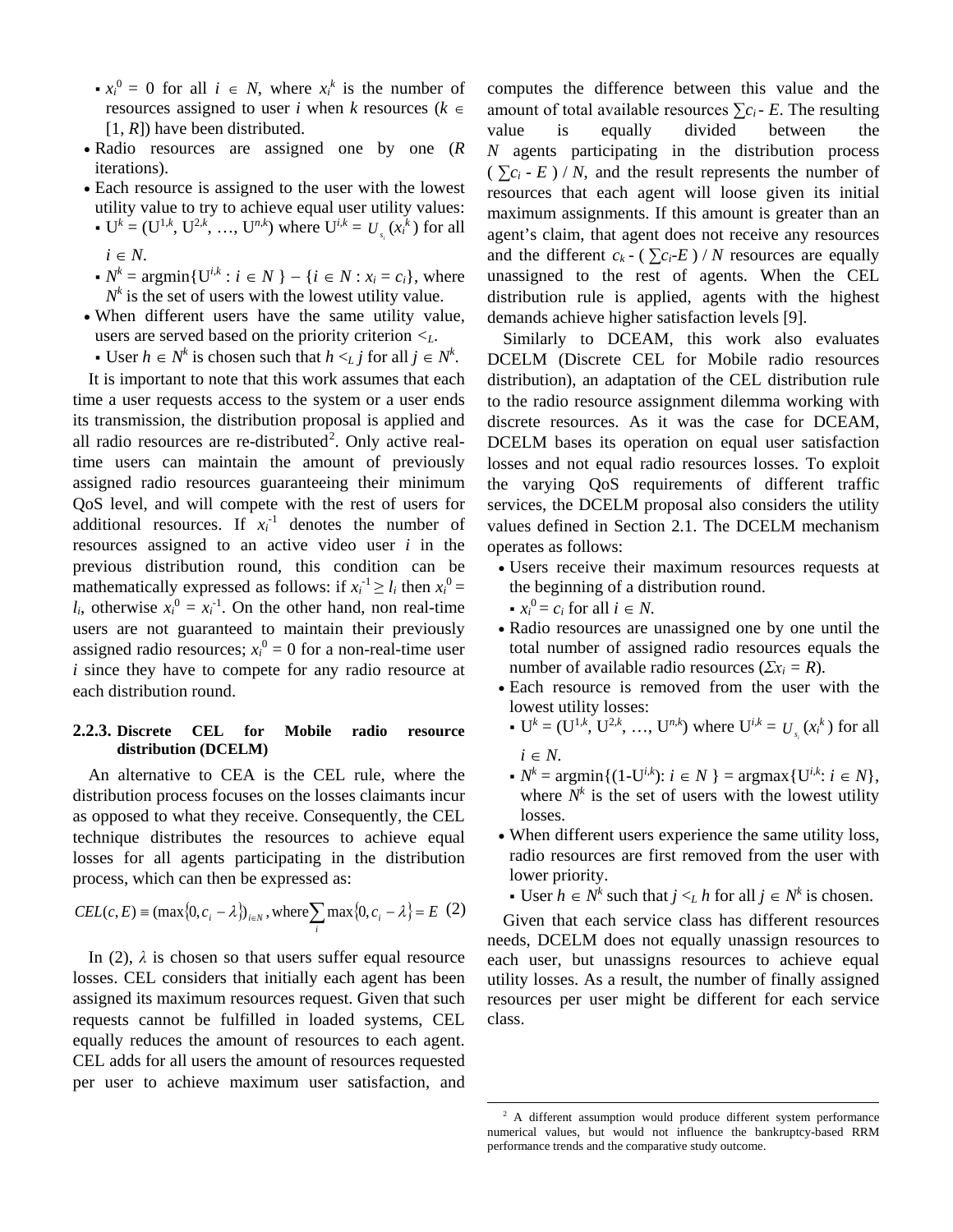- $x_i^0 = 0$ for all $i \in N$, where $x_i^k$ is the number of resources assigned to user $i$ when $k$ resources ($k \in [1, R]$) have been distributed.
- Radio resources are assigned one by one ($R$ iterations).
- Each resource is assigned to the user with the lowest utility value to try to achieve equal user utility values:
  - $U^k = (U^{1,k}, U^{2,k}, \ldots, U^{n,k})$ where $U^{i,k} = U_{s_i}(x_i^k)$ for all $i \in N$.
  - $N^k = \text{argmin}\{U^{i,k} : i \in N\} - \{i \in N : x_i = c_i\}$, where $N^k$ is the set of users with the lowest utility value.
- When different users have the same utility value, users are served based on the priority criterion $<_L$.
  - User $h \in N^k$ is chosen such that $h <_L j$ for all $j \in N^k$.

It is important to note that this work assumes that each time a user requests access to the system or a user ends its transmission, the distribution proposal is applied and all radio resources are re-distributed[2]. Only active real-time users can maintain the amount of previously assigned radio resources guaranteeing their minimum QoS level, and will compete with the rest of users for additional resources. If $x_i^{-1}$ denotes the number of resources assigned to an active video user $i$ in the previous distribution round, this condition can be mathematically expressed as follows: if $x_i^{-1} \geq l_i$ then $x_i^0 = l_i$, otherwise $x_i^0 = x_i^{-1}$. On the other hand, non real-time users are not guaranteed to maintain their previously assigned radio resources; $x_i^0 = 0$ for a non-real-time user $i$ since they have to compete for any radio resource at each distribution round.

### 2.2.3. Discrete CEL for Mobile radio resource distribution (DCELM)

An alternative to CEA is the CEL rule, where the distribution process focuses on the losses claimants incur as opposed to what they receive. Consequently, the CEL technique distributes the resources to achieve equal losses for all agents participating in the distribution process, which can then be expressed as:

$$CEL(c, E) \equiv (\max\{0, c_i - \lambda\})_{i \in N}, \text{where} \sum_i \max\{0, c_i - \lambda\} = E \quad (2)$$

In (2), $\lambda$ is chosen so that users suffer equal resource losses. CEL considers that initially each agent has been assigned its maximum resources request. Given that such requests cannot be fulfilled in loaded systems, CEL equally reduces the amount of resources to each agent. CEL adds for all users the amount of resources requested per user to achieve maximum user satisfaction, and computes the difference between this value and the amount of total available resources $\sum c_i - E$. The resulting value is equally divided between the $N$ agents participating in the distribution process $(\sum c_i - E) / N$, and the result represents the number of resources that each agent will loose given its initial maximum assignments. If this amount is greater than an agent's claim, that agent does not receive any resources and the different $c_k - (\sum c_i - E) / N$ resources are equally unassigned to the rest of agents. When the CEL distribution rule is applied, agents with the highest demands achieve higher satisfaction levels [9].

Similarly to DCEAM, this work also evaluates DCELM (Discrete CEL for Mobile radio resources distribution), an adaptation of the CEL distribution rule to the radio resource assignment dilemma working with discrete resources. As it was the case for DCEAM, DCELM bases its operation on equal user satisfaction losses and not equal radio resources losses. To exploit the varying QoS requirements of different traffic services, the DCELM proposal also considers the utility values defined in Section 2.1. The DCELM mechanism operates as follows:

- Users receive their maximum resources requests at the beginning of a distribution round.
  - $x_i^0 = c_i$ for all $i \in N$.
- Radio resources are unassigned one by one until the total number of assigned radio resources equals the number of available radio resources ($\Sigma x_i = R$).
- Each resource is removed from the user with the lowest utility losses:
  - $U^k = (U^{1,k}, U^{2,k}, \ldots, U^{n,k})$ where $U^{i,k} = U_{s_i}(x_i^k)$ for all $i \in N$.
  - $N^k = \text{argmin}\{(1-U^{i,k}): i \in N\} = \text{argmax}\{U^{i,k}: i \in N\}$, where $N^k$ is the set of users with the lowest utility losses.
- When different users experience the same utility loss, radio resources are first removed from the user with lower priority.
  - User $h \in N^k$ such that $j <_L h$ for all $j \in N^k$ is chosen.

Given that each service class has different resources needs, DCELM does not equally unassign resources to each user, but unassigns resources to achieve equal utility losses. As a result, the number of finally assigned resources per user might be different for each service class.

[2] A different assumption would produce different system performance numerical values, but would not influence the bankruptcy-based RRM performance trends and the comparative study outcome.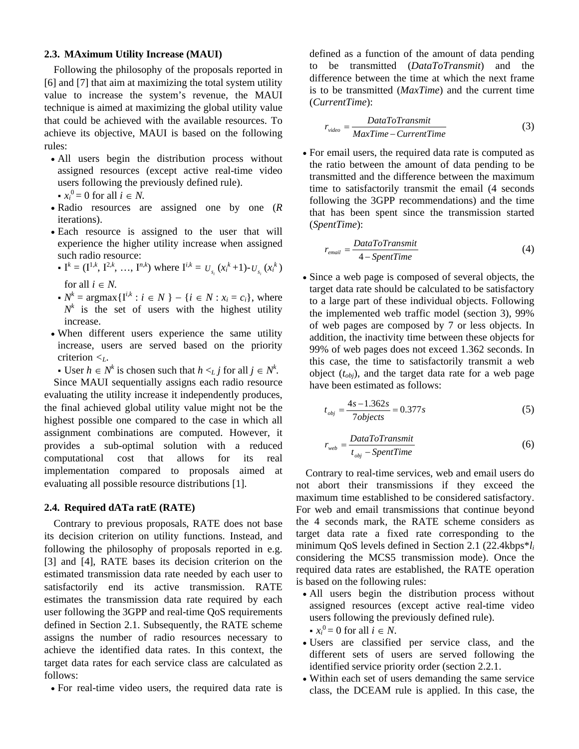### 2.3. MAximum Utility Increase (MAUI)

Following the philosophy of the proposals reported in [6] and [7] that aim at maximizing the total system utility value to increase the system's revenue, the MAUI technique is aimed at maximizing the global utility value that could be achieved with the available resources. To achieve its objective, MAUI is based on the following rules:

- All users begin the distribution process without assigned resources (except active real-time video users following the previously defined rule).
  - $x_i^0 = 0$ for all $i \in N$.
- Radio resources are assigned one by one ($R$ iterations).
- Each resource is assigned to the user that will experience the higher utility increase when assigned such radio resource:
  - $I^k = (I^{1,k}, I^{2,k}, \ldots, I^{n,k})$ where $I^{i,k} = U_{s_i}(x_i^k+1) - U_{s_i}(x_i^k)$ for all $i \in N$.
  - $N^k = \text{argmax}\{I^{i,k} : i \in N\} - \{i \in N : x_i = c_i\}$, where $N^k$ is the set of users with the highest utility increase.
- When different users experience the same utility increase, users are served based on the priority criterion $<_L$.
  - User $h \in N^k$ is chosen such that $h <_L j$ for all $j \in N^k$.

Since MAUI sequentially assigns each radio resource evaluating the utility increase it independently produces, the final achieved global utility value might not be the highest possible one compared to the case in which all assignment combinations are computed. However, it provides a sub-optimal solution with a reduced computational cost that allows for its real implementation compared to proposals aimed at evaluating all possible resource distributions [1].

### 2.4. Required dATa ratE (RATE)

Contrary to previous proposals, RATE does not base its decision criterion on utility functions. Instead, and following the philosophy of proposals reported in e.g. [3] and [4], RATE bases its decision criterion on the estimated transmission data rate needed by each user to satisfactorily end its active transmission. RATE estimates the transmission data rate required by each user following the 3GPP and real-time QoS requirements defined in Section 2.1. Subsequently, the RATE scheme assigns the number of radio resources necessary to achieve the identified data rates. In this context, the target data rates for each service class are calculated as follows:

- For real-time video users, the required data rate is defined as a function of the amount of data pending to be transmitted (*DataToTransmit*) and the difference between the time at which the next frame is to be transmitted (*MaxTime*) and the current time (*CurrentTime*):

$$r_{video} = \frac{DataToTransmit}{MaxTime - CurrentTime} \tag{3}$$

- For email users, the required data rate is computed as the ratio between the amount of data pending to be transmitted and the difference between the maximum time to satisfactorily transmit the email (4 seconds following the 3GPP recommendations) and the time that has been spent since the transmission started (*SpentTime*):

$$r_{email} = \frac{DataToTransmit}{4 - SpentTime} \tag{4}$$

- Since a web page is composed of several objects, the target data rate should be calculated to be satisfactory to a large part of these individual objects. Following the implemented web traffic model (section 3), 99% of web pages are composed by 7 or less objects. In addition, the inactivity time between these objects for 99% of web pages does not exceed 1.362 seconds. In this case, the time to satisfactorily transmit a web object ($t_{obj}$), and the target data rate for a web page have been estimated as follows:

$$t_{obj} = \frac{4s - 1.362s}{7objects} = 0.377s \tag{5}$$

$$r_{web} = \frac{DataToTransmit}{t_{obj} - SpentTime} \tag{6}$$

Contrary to real-time services, web and email users do not abort their transmissions if they exceed the maximum time established to be considered satisfactory. For web and email transmissions that continue beyond the 4 seconds mark, the RATE scheme considers as target data rate a fixed rate corresponding to the minimum QoS levels defined in Section 2.1 (22.4kbps*$l_i$ considering the MCS5 transmission mode). Once the required data rates are established, the RATE operation is based on the following rules:

- All users begin the distribution process without assigned resources (except active real-time video users following the previously defined rule).
  - $x_i^0 = 0$ for all $i \in N$.
- Users are classified per service class, and the different sets of users are served following the identified service priority order (section 2.2.1.
- Within each set of users demanding the same service class, the DCEAM rule is applied. In this case, the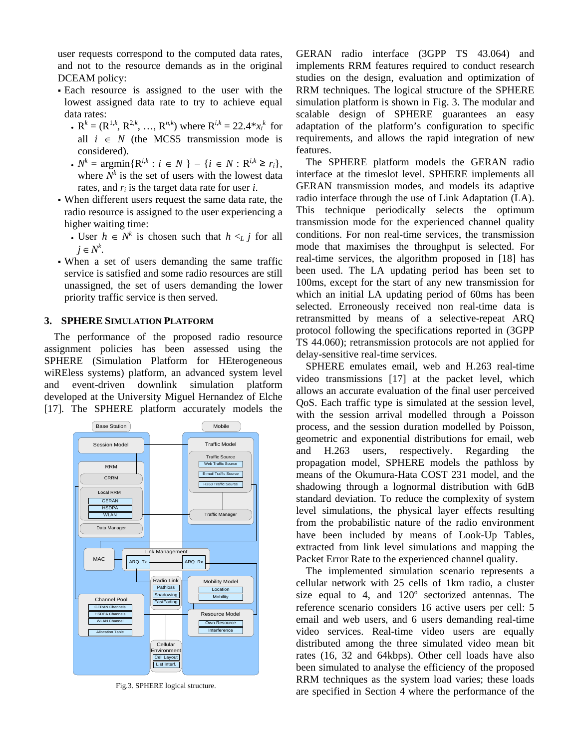user requests correspond to the computed data rates, and not to the resource demands as in the original DCEAM policy:

- Each resource is assigned to the user with the lowest assigned data rate to try to achieve equal data rates:
  - $R^k = (R^{1,k}, R^{2,k}, \ldots, R^{n,k})$ where $R^{i,k} = 22.4 * x_i^k$ for all $i \in N$ (the MCS5 transmission mode is considered).
  - $N^k = \text{argmin}\{R^{i,k} : i \in N\} - \{i \in N : R^{i,k} \geq r_i\}$, where $N^k$ is the set of users with the lowest data rates, and $r_i$ is the target data rate for user $i$.
- When different users request the same data rate, the radio resource is assigned to the user experiencing a higher waiting time:
  - User $h \in N^k$ is chosen such that $h <_L j$ for all $j \in N^k$.
- When a set of users demanding the same traffic service is satisfied and some radio resources are still unassigned, the set of users demanding the lower priority traffic service is then served.

## 3. SPHERE Simulation Platform

The performance of the proposed radio resource assignment policies has been assessed using the SPHERE (Simulation Platform for HEterogeneous wiREless systems) platform, an advanced system level and event-driven downlink simulation platform developed at the University Miguel Hernandez of Elche [17]. The SPHERE platform accurately models the GERAN radio interface (3GPP TS 43.064) and implements RRM features required to conduct research studies on the design, evaluation and optimization of RRM techniques. The logical structure of the SPHERE simulation platform is shown in Fig. 3. The modular and scalable design of SPHERE guarantees an easy adaptation of the platform's configuration to specific requirements, and allows the rapid integration of new features.

Fig.3. SPHERE logical structure.

The SPHERE platform models the GERAN radio interface at the timeslot level. SPHERE implements all GERAN transmission modes, and models its adaptive radio interface through the use of Link Adaptation (LA). This technique periodically selects the optimum transmission mode for the experienced channel quality conditions. For non real-time services, the transmission mode that maximises the throughput is selected. For real-time services, the algorithm proposed in [18] has been used. The LA updating period has been set to 100ms, except for the start of any new transmission for which an initial LA updating period of 60ms has been selected. Erroneously received non real-time data is retransmitted by means of a selective-repeat ARQ protocol following the specifications reported in (3GPP TS 44.060); retransmission protocols are not applied for delay-sensitive real-time services.

SPHERE emulates email, web and H.263 real-time video transmissions [17] at the packet level, which allows an accurate evaluation of the final user perceived QoS. Each traffic type is simulated at the session level, with the session arrival modelled through a Poisson process, and the session duration modelled by Poisson, geometric and exponential distributions for email, web and H.263 users, respectively. Regarding the propagation model, SPHERE models the pathloss by means of the Okumura-Hata COST 231 model, and the shadowing through a lognormal distribution with 6dB standard deviation. To reduce the complexity of system level simulations, the physical layer effects resulting from the probabilistic nature of the radio environment have been included by means of Look-Up Tables, extracted from link level simulations and mapping the Packet Error Rate to the experienced channel quality.

The implemented simulation scenario represents a cellular network with 25 cells of 1km radio, a cluster size equal to 4, and 120º sectorized antennas. The reference scenario considers 16 active users per cell: 5 email and web users, and 6 users demanding real-time video services. Real-time video users are equally distributed among the three simulated video mean bit rates (16, 32 and 64kbps). Other cell loads have also been simulated to analyse the efficiency of the proposed RRM techniques as the system load varies; these loads are specified in Section 4 where the performance of the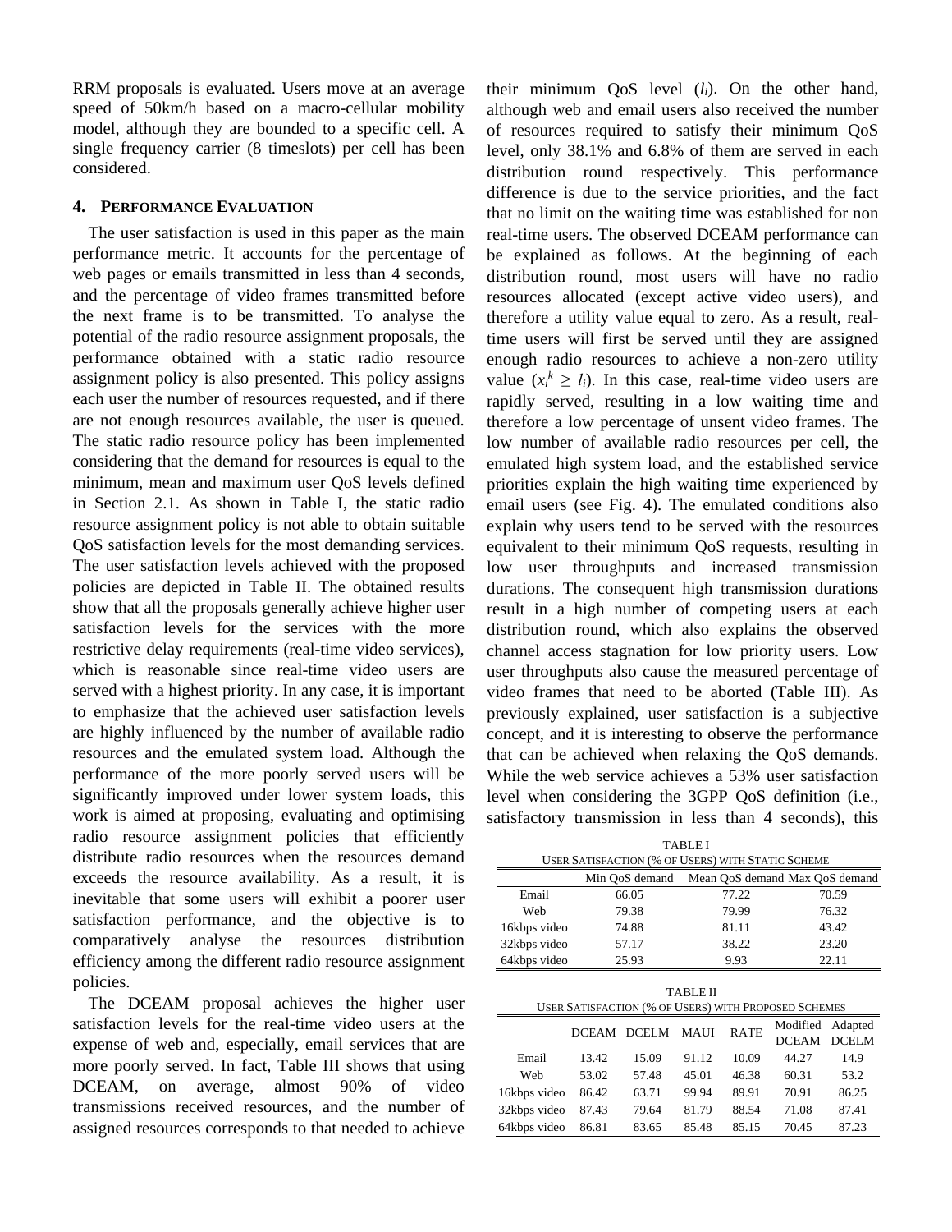RRM proposals is evaluated. Users move at an average speed of 50km/h based on a macro-cellular mobility model, although they are bounded to a specific cell. A single frequency carrier (8 timeslots) per cell has been considered.

## 4. Performance Evaluation

The user satisfaction is used in this paper as the main performance metric. It accounts for the percentage of web pages or emails transmitted in less than 4 seconds, and the percentage of video frames transmitted before the next frame is to be transmitted. To analyse the potential of the radio resource assignment proposals, the performance obtained with a static radio resource assignment policy is also presented. This policy assigns each user the number of resources requested, and if there are not enough resources available, the user is queued. The static radio resource policy has been implemented considering that the demand for resources is equal to the minimum, mean and maximum user QoS levels defined in Section 2.1. As shown in Table I, the static radio resource assignment policy is not able to obtain suitable QoS satisfaction levels for the most demanding services. The user satisfaction levels achieved with the proposed policies are depicted in Table II. The obtained results show that all the proposals generally achieve higher user satisfaction levels for the services with the more restrictive delay requirements (real-time video services), which is reasonable since real-time video users are served with a highest priority. In any case, it is important to emphasize that the achieved user satisfaction levels are highly influenced by the number of available radio resources and the emulated system load. Although the performance of the more poorly served users will be significantly improved under lower system loads, this work is aimed at proposing, evaluating and optimising radio resource assignment policies that efficiently distribute radio resources when the resources demand exceeds the resource availability. As a result, it is inevitable that some users will exhibit a poorer user satisfaction performance, and the objective is to comparatively analyse the resources distribution efficiency among the different radio resource assignment policies.

The DCEAM proposal achieves the higher user satisfaction levels for the real-time video users at the expense of web and, especially, email services that are more poorly served. In fact, Table III shows that using DCEAM, on average, almost 90% of video transmissions received resources, and the number of assigned resources corresponds to that needed to achieve their minimum QoS level ($l_i$). On the other hand, although web and email users also received the number of resources required to satisfy their minimum QoS level, only 38.1% and 6.8% of them are served in each distribution round respectively. This performance difference is due to the service priorities, and the fact that no limit on the waiting time was established for non real-time users. The observed DCEAM performance can be explained as follows. At the beginning of each distribution round, most users will have no radio resources allocated (except active video users), and therefore a utility value equal to zero. As a result, real-time users will first be served until they are assigned enough radio resources to achieve a non-zero utility value ($x_i^k \geq l_i$). In this case, real-time video users are rapidly served, resulting in a low waiting time and therefore a low percentage of unsent video frames. The low number of available radio resources per cell, the emulated high system load, and the established service priorities explain the high waiting time experienced by email users (see Fig. 4). The emulated conditions also explain why users tend to be served with the resources equivalent to their minimum QoS requests, resulting in low user throughputs and increased transmission durations. The consequent high transmission durations result in a high number of competing users at each distribution round, which also explains the observed channel access stagnation for low priority users. Low user throughputs also cause the measured percentage of video frames that need to be aborted (Table III). As previously explained, user satisfaction is a subjective concept, and it is interesting to observe the performance that can be achieved when relaxing the QoS demands. While the web service achieves a 53% user satisfaction level when considering the 3GPP QoS definition (i.e., satisfactory transmission in less than 4 seconds), this

TABLE I
User Satisfaction (% of Users) with Static Scheme

| | Min QoS demand | Mean QoS demand | Max QoS demand |
|---|---|---|---|
| Email | 66.05 | 77.22 | 70.59 |
| Web | 79.38 | 79.99 | 76.32 |
| 16kbps video | 74.88 | 81.11 | 43.42 |
| 32kbps video | 57.17 | 38.22 | 23.20 |
| 64kbps video | 25.93 | 9.93 | 22.11 |

TABLE II
User Satisfaction (% of Users) with Proposed Schemes

| | DCEAM | DCELM | MAUI | RATE | Modified DCEAM | Adapted DCELM |
|---|---|---|---|---|---|---|
| Email | 13.42 | 15.09 | 91.12 | 10.09 | 44.27 | 14.9 |
| Web | 53.02 | 57.48 | 45.01 | 46.38 | 60.31 | 53.2 |
| 16kbps video | 86.42 | 63.71 | 99.94 | 89.91 | 70.91 | 86.25 |
| 32kbps video | 87.43 | 79.64 | 81.79 | 88.54 | 71.08 | 87.41 |
| 64kbps video | 86.81 | 83.65 | 85.48 | 85.15 | 70.45 | 87.23 |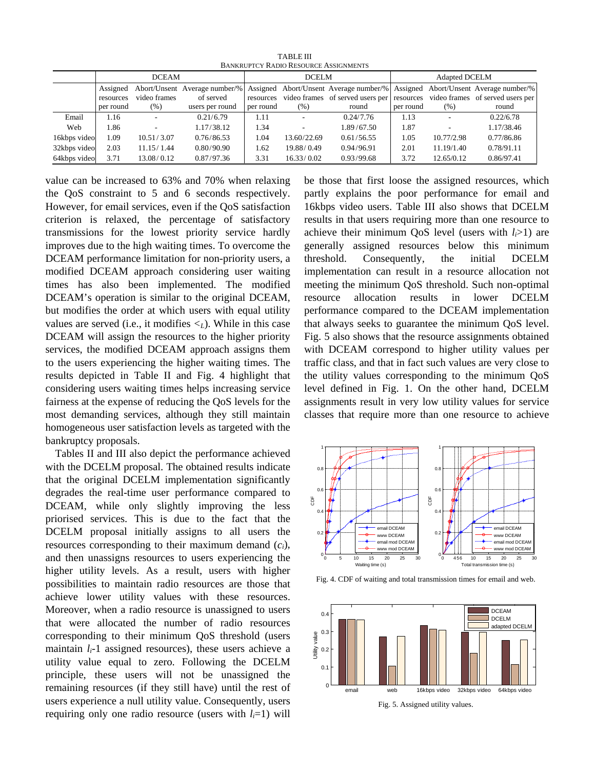TABLE III

BANKRUPTCY RADIO RESOURCE ASSIGNMENTS

| | DCEAM | | | DCELM | | | Adapted DCELM | | |
|---|---|---|---|---|---|---|---|---|---|
| | Assigned resources per round | Abort/Unsent video frames (%) | Average number/% of served users per round | Assigned resources per round | Abort/Unsent video frames (%) | Average number/% of served users per round | Assigned resources per round | Abort/Unsent video frames (%) | Average number/% of served users per round |
| Email | 1.16 | - | 0.21/6.79 | 1.11 | - | 0.24/7.76 | 1.13 | - | 0.22/6.78 |
| Web | 1.86 | - | 1.17/38.12 | 1.34 | - | 1.89/67.50 | 1.87 | - | 1.17/38.46 |
| 16kbps video | 1.09 | 10.51/3.07 | 0.76/86.53 | 1.04 | 13.60/22.69 | 0.61/56.55 | 1.05 | 10.77/2.98 | 0.77/86.86 |
| 32kbps video | 2.03 | 11.15/1.44 | 0.80/90.90 | 1.62 | 19.88/0.49 | 0.94/96.91 | 2.01 | 11.19/1.40 | 0.78/91.11 |
| 64kbps video | 3.71 | 13.08/0.12 | 0.87/97.36 | 3.31 | 16.33/0.02 | 0.93/99.68 | 3.72 | 12.65/0.12 | 0.86/97.41 |

value can be increased to 63% and 70% when relaxing the QoS constraint to 5 and 6 seconds respectively. However, for email services, even if the QoS satisfaction criterion is relaxed, the percentage of satisfactory transmissions for the lowest priority service hardly improves due to the high waiting times. To overcome the DCEAM performance limitation for non-priority users, a modified DCEAM approach considering user waiting times has also been implemented. The modified DCEAM's operation is similar to the original DCEAM, but modifies the order at which users with equal utility values are served (i.e., it modifies $<_L$). While in this case DCEAM will assign the resources to the higher priority services, the modified DCEAM approach assigns them to the users experiencing the higher waiting times. The results depicted in Table II and Fig. 4 highlight that considering users waiting times helps increasing service fairness at the expense of reducing the QoS levels for the most demanding services, although they still maintain homogeneous user satisfaction levels as targeted with the bankruptcy proposals.

Tables II and III also depict the performance achieved with the DCELM proposal. The obtained results indicate that the original DCELM implementation significantly degrades the real-time user performance compared to DCEAM, while only slightly improving the less priorised services. This is due to the fact that the DCELM proposal initially assigns to all users the resources corresponding to their maximum demand ($c_i$), and then unassigns resources to users experiencing the higher utility levels. As a result, users with higher possibilities to maintain radio resources are those that achieve lower utility values with these resources. Moreover, when a radio resource is unassigned to users that were allocated the number of radio resources corresponding to their minimum QoS threshold (users maintain $l_i$-1 assigned resources), these users achieve a utility value equal to zero. Following the DCELM principle, these users will not be unassigned the remaining resources (if they still have) until the rest of users experience a null utility value. Consequently, users requiring only one radio resource (users with $l_i$=1) will be those that first loose the assigned resources, which partly explains the poor performance for email and 16kbps video users. Table III also shows that DCELM results in that users requiring more than one resource to achieve their minimum QoS level (users with $l_i$>1) are generally assigned resources below this minimum threshold. Consequently, the initial DCELM implementation can result in a resource allocation not meeting the minimum QoS threshold. Such non-optimal resource allocation results in lower DCELM performance compared to the DCEAM implementation that always seeks to guarantee the minimum QoS level. Fig. 5 also shows that the resource assignments obtained with DCEAM correspond to higher utility values per traffic class, and that in fact such values are very close to the utility values corresponding to the minimum QoS level defined in Fig. 1. On the other hand, DCELM assignments result in very low utility values for service classes that require more than one resource to achieve

Fig. 4. CDF of waiting and total transmission times for email and web.

Fig. 5. Assigned utility values.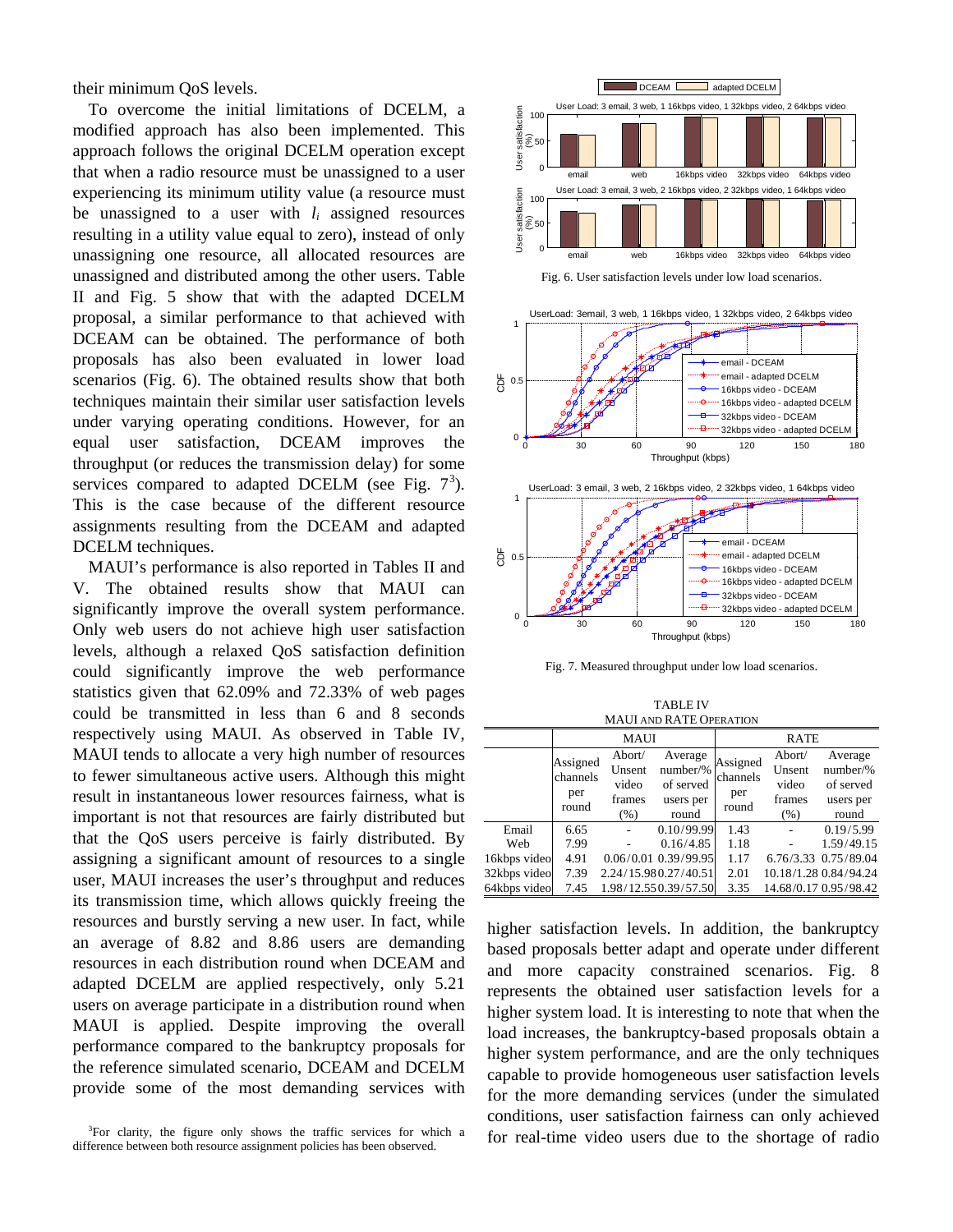their minimum QoS levels.

To overcome the initial limitations of DCELM, a modified approach has also been implemented. This approach follows the original DCELM operation except that when a radio resource must be unassigned to a user experiencing its minimum utility value (a resource must be unassigned to a user with $l_i$ assigned resources resulting in a utility value equal to zero), instead of only unassigning one resource, all allocated resources are unassigned and distributed among the other users. Table II and Fig. 5 show that with the adapted DCELM proposal, a similar performance to that achieved with DCEAM can be obtained. The performance of both proposals has also been evaluated in lower load scenarios (Fig. 6). The obtained results show that both techniques maintain their similar user satisfaction levels under varying operating conditions. However, for an equal user satisfaction, DCEAM improves the throughput (or reduces the transmission delay) for some services compared to adapted DCELM (see Fig. 7[3]). This is the case because of the different resource assignments resulting from the DCEAM and adapted DCELM techniques.

MAUI's performance is also reported in Tables II and V. The obtained results show that MAUI can significantly improve the overall system performance. Only web users do not achieve high user satisfaction levels, although a relaxed QoS satisfaction definition could significantly improve the web performance statistics given that 62.09% and 72.33% of web pages could be transmitted in less than 6 and 8 seconds respectively using MAUI. As observed in Table IV, MAUI tends to allocate a very high number of resources to fewer simultaneous active users. Although this might result in instantaneous lower resources fairness, what is important is not that resources are fairly distributed but that the QoS users perceive is fairly distributed. By assigning a significant amount of resources to a single user, MAUI increases the user's throughput and reduces its transmission time, which allows quickly freeing the resources and burstly serving a new user. In fact, while an average of 8.82 and 8.86 users are demanding resources in each distribution round when DCEAM and adapted DCELM are applied respectively, only 5.21 users on average participate in a distribution round when MAUI is applied. Despite improving the overall performance compared to the bankruptcy proposals for the reference simulated scenario, DCEAM and DCELM provide some of the most demanding services with higher satisfaction levels. In addition, the bankruptcy based proposals better adapt and operate under different and more capacity constrained scenarios. Fig. 8 represents the obtained user satisfaction levels for a higher system load. It is interesting to note that when the load increases, the bankruptcy-based proposals obtain a higher system performance, and are the only techniques capable to provide homogeneous user satisfaction levels for the more demanding services (under the simulated conditions, user satisfaction fairness can only achieved for real-time video users due to the shortage of radio

[3]For clarity, the figure only shows the traffic services for which a difference between both resource assignment policies has been observed.

Fig. 6. User satisfaction levels under low load scenarios.

Fig. 7. Measured throughput under low load scenarios.

TABLE IV
MAUI AND RATE OPERATION

| | MAUI | | | RATE | | |
|---|---|---|---|---|---|---|
| | Assigned channels per round | Abort/ Unsent video frames (%) | Average number/% of served users per round | Assigned channels per round | Abort/ Unsent video frames (%) | Average number/% of served users per round |
| Email | 6.65 | - | 0.10/99.99 | 1.43 | - | 0.19/5.99 |
| Web | 7.99 | - | 0.16/4.85 | 1.18 | - | 1.59/49.15 |
| 16kbps video | 4.91 | 0.06/0.01 | 0.39/99.95 | 1.17 | 6.76/3.33 | 0.75/89.04 |
| 32kbps video | 7.39 | 2.24/15.98 | 0.27/40.51 | 2.01 | 10.18/1.28 | 0.84/94.24 |
| 64kbps video | 7.45 | 1.98/12.55 | 0.39/57.50 | 3.35 | 14.68/0.17 | 0.95/98.42 |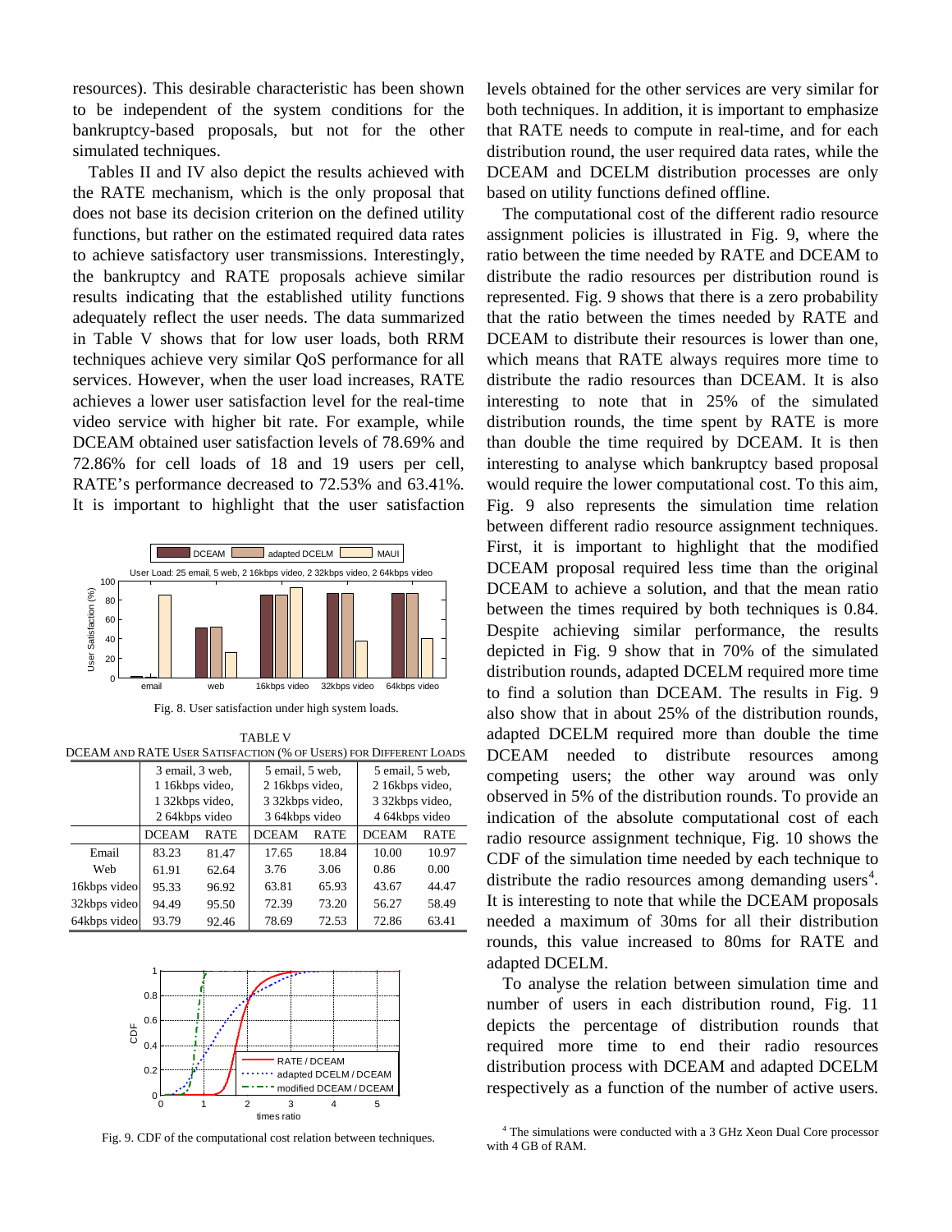resources). This desirable characteristic has been shown to be independent of the system conditions for the bankruptcy-based proposals, but not for the other simulated techniques.

Tables II and IV also depict the results achieved with the RATE mechanism, which is the only proposal that does not base its decision criterion on the defined utility functions, but rather on the estimated required data rates to achieve satisfactory user transmissions. Interestingly, the bankruptcy and RATE proposals achieve similar results indicating that the established utility functions adequately reflect the user needs. The data summarized in Table V shows that for low user loads, both RRM techniques achieve very similar QoS performance for all services. However, when the user load increases, RATE achieves a lower user satisfaction level for the real-time video service with higher bit rate. For example, while DCEAM obtained user satisfaction levels of 78.69% and 72.86% for cell loads of 18 and 19 users per cell, RATE's performance decreased to 72.53% and 63.41%. It is important to highlight that the user satisfaction levels obtained for the other services are very similar for both techniques. In addition, it is important to emphasize that RATE needs to compute in real-time, and for each distribution round, the user required data rates, while the DCEAM and DCELM distribution processes are only based on utility functions defined offline.

Fig. 8. User satisfaction under high system loads.

TABLE V
DCEAM AND RATE USER SATISFACTION (% OF USERS) FOR DIFFERENT LOADS

| | 3 email, 3 web, 1 16kbps video, 1 32kbps video, 2 64kbps video | | 5 email, 5 web, 2 16kbps video, 3 32kbps video, 3 64kbps video | | 5 email, 5 web, 2 16kbps video, 3 32kbps video, 4 64kbps video | |
|---|---|---|---|---|---|---|
| | DCEAM | RATE | DCEAM | RATE | DCEAM | RATE |
| Email | 83.23 | 81.47 | 17.65 | 18.84 | 10.00 | 10.97 |
| Web | 61.91 | 62.64 | 3.76 | 3.06 | 0.86 | 0.00 |
| 16kbps video | 95.33 | 96.92 | 63.81 | 65.93 | 43.67 | 44.47 |
| 32kbps video | 94.49 | 95.50 | 72.39 | 73.20 | 56.27 | 58.49 |
| 64kbps video | 93.79 | 92.46 | 78.69 | 72.53 | 72.86 | 63.41 |

Fig. 9. CDF of the computational cost relation between techniques.

The computational cost of the different radio resource assignment policies is illustrated in Fig. 9, where the ratio between the time needed by RATE and DCEAM to distribute the radio resources per distribution round is represented. Fig. 9 shows that there is a zero probability that the ratio between the times needed by RATE and DCEAM to distribute their resources is lower than one, which means that RATE always requires more time to distribute the radio resources than DCEAM. It is also interesting to note that in 25% of the simulated distribution rounds, the time spent by RATE is more than double the time required by DCEAM. It is then interesting to analyse which bankruptcy based proposal would require the lower computational cost. To this aim, Fig. 9 also represents the simulation time relation between different radio resource assignment techniques. First, it is important to highlight that the modified DCEAM proposal required less time than the original DCEAM to achieve a solution, and that the mean ratio between the times required by both techniques is 0.84. Despite achieving similar performance, the results depicted in Fig. 9 show that in 70% of the simulated distribution rounds, adapted DCELM required more time to find a solution than DCEAM. The results in Fig. 9 also show that in about 25% of the distribution rounds, adapted DCELM required more than double the time DCEAM needed to distribute resources among competing users; the other way around was only observed in 5% of the distribution rounds. To provide an indication of the absolute computational cost of each radio resource assignment technique, Fig. 10 shows the CDF of the simulation time needed by each technique to distribute the radio resources among demanding users[4]. It is interesting to note that while the DCEAM proposals needed a maximum of 30ms for all their distribution rounds, this value increased to 80ms for RATE and adapted DCELM.

To analyse the relation between simulation time and number of users in each distribution round, Fig. 11 depicts the percentage of distribution rounds that required more time to end their radio resources distribution process with DCEAM and adapted DCELM respectively as a function of the number of active users.

[4] The simulations were conducted with a 3 GHz Xeon Dual Core processor with 4 GB of RAM.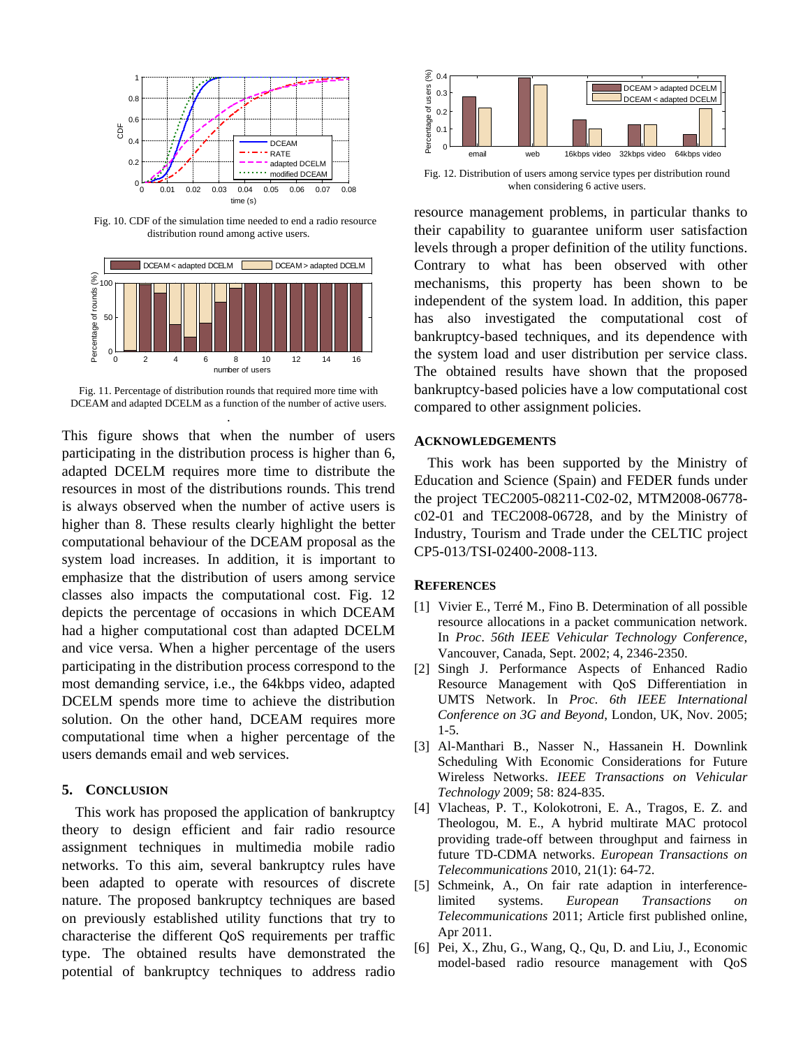Fig. 10. CDF of the simulation time needed to end a radio resource distribution round among active users.

Fig. 11. Percentage of distribution rounds that required more time with DCEAM and adapted DCELM as a function of the number of active users.

This figure shows that when the number of users participating in the distribution process is higher than 6, adapted DCELM requires more time to distribute the resources in most of the distributions rounds. This trend is always observed when the number of active users is higher than 8. These results clearly highlight the better computational behaviour of the DCEAM proposal as the system load increases. In addition, it is important to emphasize that the distribution of users among service classes also impacts the computational cost. Fig. 12 depicts the percentage of occasions in which DCEAM had a higher computational cost than adapted DCELM and vice versa. When a higher percentage of the users participating in the distribution process correspond to the most demanding service, i.e., the 64kbps video, adapted DCELM spends more time to achieve the distribution solution. On the other hand, DCEAM requires more computational time when a higher percentage of the users demands email and web services.

## 5. CONCLUSION

This work has proposed the application of bankruptcy theory to design efficient and fair radio resource assignment techniques in multimedia mobile radio networks. To this aim, several bankruptcy rules have been adapted to operate with resources of discrete nature. The proposed bankruptcy techniques are based on previously established utility functions that try to characterise the different QoS requirements per traffic type. The obtained results have demonstrated the potential of bankruptcy techniques to address radio resource management problems, in particular thanks to their capability to guarantee uniform user satisfaction levels through a proper definition of the utility functions. Contrary to what has been observed with other mechanisms, this property has been shown to be independent of the system load. In addition, this paper has also investigated the computational cost of bankruptcy-based techniques, and its dependence with the system load and user distribution per service class. The obtained results have shown that the proposed bankruptcy-based policies have a low computational cost compared to other assignment policies.

Fig. 12. Distribution of users among service types per distribution round when considering 6 active users.

## ACKNOWLEDGEMENTS

This work has been supported by the Ministry of Education and Science (Spain) and FEDER funds under the project TEC2005-08211-C02-02, MTM2008-06778-c02-01 and TEC2008-06728, and by the Ministry of Industry, Tourism and Trade under the CELTIC project CP5-013/TSI-02400-2008-113.

## REFERENCES

[1] Vivier E., Terré M., Fino B. Determination of all possible resource allocations in a packet communication network. In *Proc. 56th IEEE Vehicular Technology Conference*, Vancouver, Canada, Sept. 2002; 4, 2346-2350.

[2] Singh J. Performance Aspects of Enhanced Radio Resource Management with QoS Differentiation in UMTS Network. In *Proc. 6th IEEE International Conference on 3G and Beyond*, London, UK, Nov. 2005; 1-5.

[3] Al-Manthari B., Nasser N., Hassanein H. Downlink Scheduling With Economic Considerations for Future Wireless Networks. *IEEE Transactions on Vehicular Technology* 2009; 58: 824-835.

[4] Vlacheas, P. T., Kolokotroni, E. A., Tragos, E. Z. and Theologou, M. E., A hybrid multirate MAC protocol providing trade-off between throughput and fairness in future TD-CDMA networks. *European Transactions on Telecommunications* 2010, 21(1): 64-72.

[5] Schmeink, A., On fair rate adaption in interference-limited systems. *European Transactions on Telecommunications* 2011; Article first published online, Apr 2011.

[6] Pei, X., Zhu, G., Wang, Q., Qu, D. and Liu, J., Economic model-based radio resource management with QoS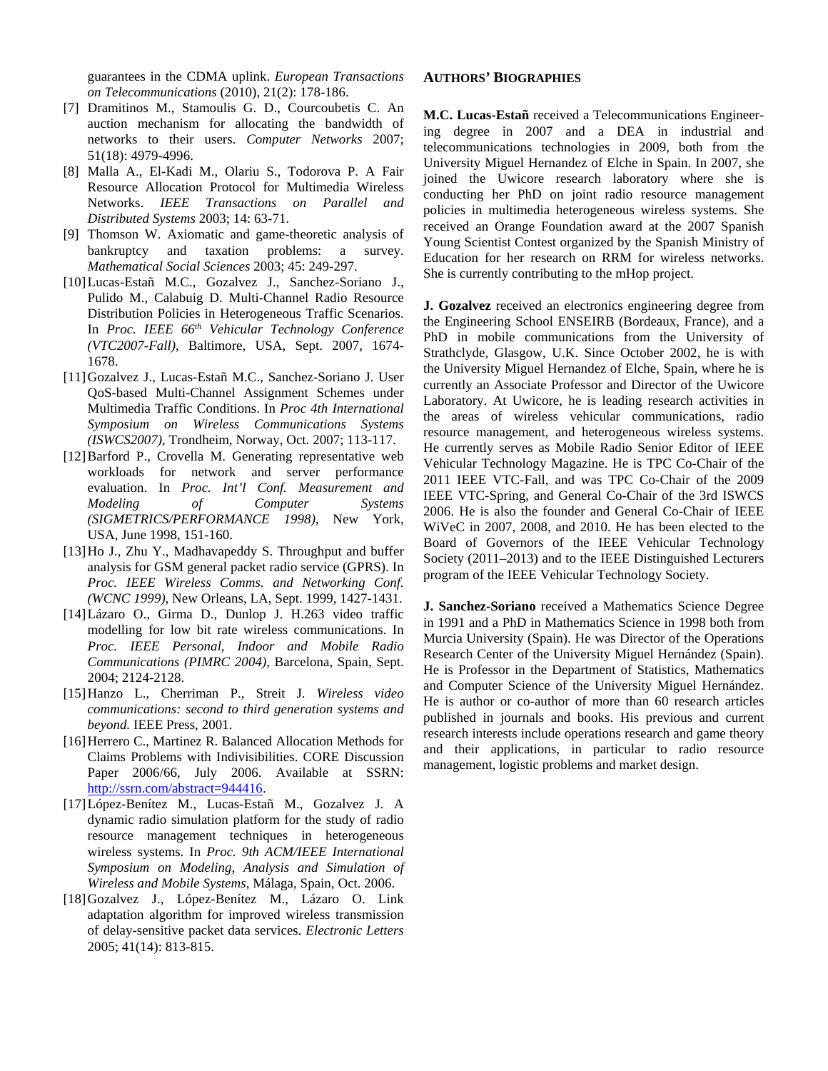guarantees in the CDMA uplink. *European Transactions on Telecommunications* (2010), 21(2): 178-186.

[7] Dramitinos M., Stamoulis G. D., Courcoubetis C. An auction mechanism for allocating the bandwidth of networks to their users. *Computer Networks* 2007; 51(18): 4979-4996.

[8] Malla A., El-Kadi M., Olariu S., Todorova P. A Fair Resource Allocation Protocol for Multimedia Wireless Networks. *IEEE Transactions on Parallel and Distributed Systems* 2003; 14: 63-71.

[9] Thomson W. Axiomatic and game-theoretic analysis of bankruptcy and taxation problems: a survey. *Mathematical Social Sciences* 2003; 45: 249-297.

[10] Lucas-Estañ M.C., Gozalvez J., Sanchez-Soriano J., Pulido M., Calabuig D. Multi-Channel Radio Resource Distribution Policies in Heterogeneous Traffic Scenarios. In *Proc. IEEE 66th Vehicular Technology Conference (VTC2007-Fall)*, Baltimore, USA, Sept. 2007, 1674-1678.

[11] Gozalvez J., Lucas-Estañ M.C., Sanchez-Soriano J. User QoS-based Multi-Channel Assignment Schemes under Multimedia Traffic Conditions. In *Proc 4th International Symposium on Wireless Communications Systems (ISWCS2007)*, Trondheim, Norway, Oct. 2007; 113-117.

[12] Barford P., Crovella M. Generating representative web workloads for network and server performance evaluation. In *Proc. Int'l Conf. Measurement and Modeling of Computer Systems (SIGMETRICS/PERFORMANCE 1998)*, New York, USA, June 1998, 151-160.

[13] Ho J., Zhu Y., Madhavapeddy S. Throughput and buffer analysis for GSM general packet radio service (GPRS). In *Proc. IEEE Wireless Comms. and Networking Conf. (WCNC 1999)*, New Orleans, LA, Sept. 1999, 1427-1431.

[14] Lázaro O., Girma D., Dunlop J. H.263 video traffic modelling for low bit rate wireless communications. In *Proc. IEEE Personal, Indoor and Mobile Radio Communications (PIMRC 2004)*, Barcelona, Spain, Sept. 2004; 2124-2128.

[15] Hanzo L., Cherriman P., Streit J. *Wireless video communications: second to third generation systems and beyond.* IEEE Press, 2001.

[16] Herrero C., Martinez R. Balanced Allocation Methods for Claims Problems with Indivisibilities. CORE Discussion Paper 2006/66, July 2006. Available at SSRN: http://ssrn.com/abstract=944416.

[17] López-Benítez M., Lucas-Estañ M., Gozalvez J. A dynamic radio simulation platform for the study of radio resource management techniques in heterogeneous wireless systems. In *Proc. 9th ACM/IEEE International Symposium on Modeling, Analysis and Simulation of Wireless and Mobile Systems*, Málaga, Spain, Oct. 2006.

[18] Gozalvez J., López-Benítez M., Lázaro O. Link adaptation algorithm for improved wireless transmission of delay-sensitive packet data services. *Electronic Letters* 2005; 41(14): 813-815.

## AUTHORS' BIOGRAPHIES

**M.C. Lucas-Estañ** received a Telecommunications Engineering degree in 2007 and a DEA in industrial and telecommunications technologies in 2009, both from the University Miguel Hernandez of Elche in Spain. In 2007, she joined the Uwicore research laboratory where she is conducting her PhD on joint radio resource management policies in multimedia heterogeneous wireless systems. She received an Orange Foundation award at the 2007 Spanish Young Scientist Contest organized by the Spanish Ministry of Education for her research on RRM for wireless networks. She is currently contributing to the mHop project.

**J. Gozalvez** received an electronics engineering degree from the Engineering School ENSEIRB (Bordeaux, France), and a PhD in mobile communications from the University of Strathclyde, Glasgow, U.K. Since October 2002, he is with the University Miguel Hernandez of Elche, Spain, where he is currently an Associate Professor and Director of the Uwicore Laboratory. At Uwicore, he is leading research activities in the areas of wireless vehicular communications, radio resource management, and heterogeneous wireless systems. He currently serves as Mobile Radio Senior Editor of IEEE Vehicular Technology Magazine. He is TPC Co-Chair of the 2011 IEEE VTC-Fall, and was TPC Co-Chair of the 2009 IEEE VTC-Spring, and General Co-Chair of the 3rd ISWCS 2006. He is also the founder and General Co-Chair of IEEE WiVeC in 2007, 2008, and 2010. He has been elected to the Board of Governors of the IEEE Vehicular Technology Society (2011–2013) and to the IEEE Distinguished Lecturers program of the IEEE Vehicular Technology Society.

**J. Sanchez-Soriano** received a Mathematics Science Degree in 1991 and a PhD in Mathematics Science in 1998 both from Murcia University (Spain). He was Director of the Operations Research Center of the University Miguel Hernández (Spain). He is Professor in the Department of Statistics, Mathematics and Computer Science of the University Miguel Hernández. He is author or co-author of more than 60 research articles published in journals and books. His previous and current research interests include operations research and game theory and their applications, in particular to radio resource management, logistic problems and market design.